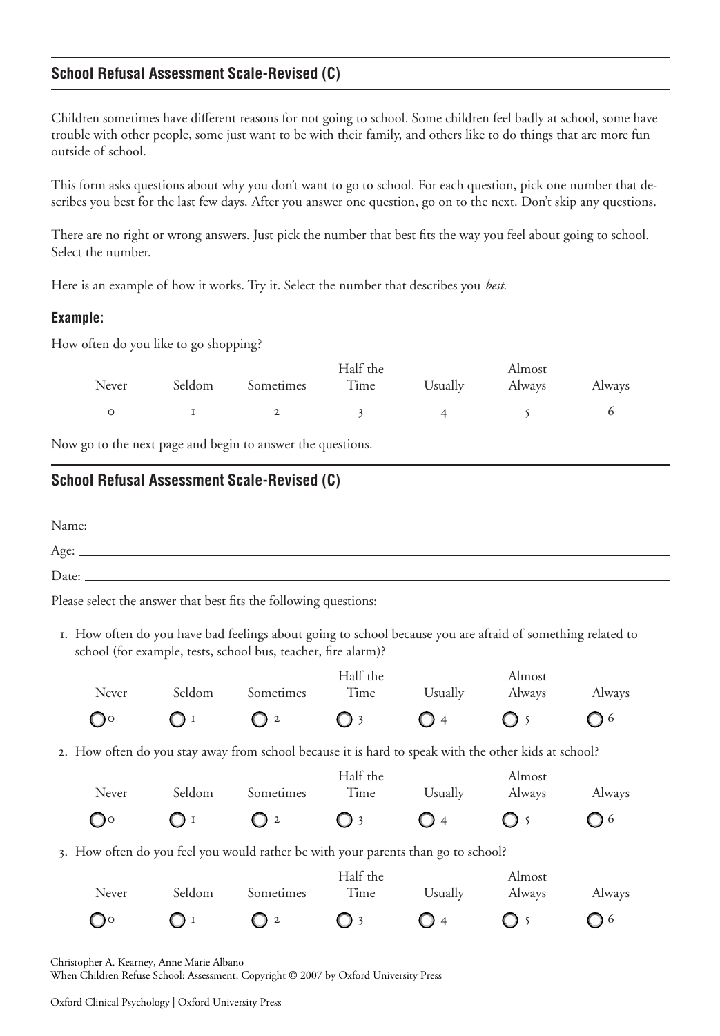## School Refusal Assessment Scale-Revised (C)

Children sometimes have different reasons for not going to school. Some children feel badly at school, some have trouble with other people, some just want to be with their family, and others like to do things that are more fun outside of school.

This form asks questions about why you don't want to go to school. For each question, pick one number that describes you best for the last few days. After you answer one question, go on to the next. Don't skip any questions.

There are no right or wrong answers. Just pick the number that best fits the way you feel about going to school. Select the number.

Here is an example of how it works. Try it. Select the number that describes you *best*.

### Example:

How often do you like to go shopping?

| Never | Seldom | Sometimes | Half the Time | Usually | Almost Always | Always |
|---|---|---|---|---|---|---|
| 0 | 1 | 2 | 3 | 4 | 5 | 6 |

Now go to the next page and begin to answer the questions.

## School Refusal Assessment Scale-Revised (C)

Name: ______________________

Age: ______________________

Date: ______________________

Please select the answer that best fits the following questions:

1. How often do you have bad feelings about going to school because you are afraid of something related to school (for example, tests, school bus, teacher, fire alarm)?

| Never | Seldom | Sometimes | Half the Time | Usually | Almost Always | Always |
|---|---|---|---|---|---|---|
| ○ 0 | ○ 1 | ○ 2 | ○ 3 | ○ 4 | ○ 5 | ○ 6 |

2. How often do you stay away from school because it is hard to speak with the other kids at school?

| Never | Seldom | Sometimes | Half the Time | Usually | Almost Always | Always |
|---|---|---|---|---|---|---|
| ○ 0 | ○ 1 | ○ 2 | ○ 3 | ○ 4 | ○ 5 | ○ 6 |

3. How often do you feel you would rather be with your parents than go to school?

| Never | Seldom | Sometimes | Half the Time | Usually | Almost Always | Always |
|---|---|---|---|---|---|---|
| ○ 0 | ○ 1 | ○ 2 | ○ 3 | ○ 4 | ○ 5 | ○ 6 |

Christopher A. Kearney, Anne Marie Albano
When Children Refuse School: Assessment. Copyright © 2007 by Oxford University Press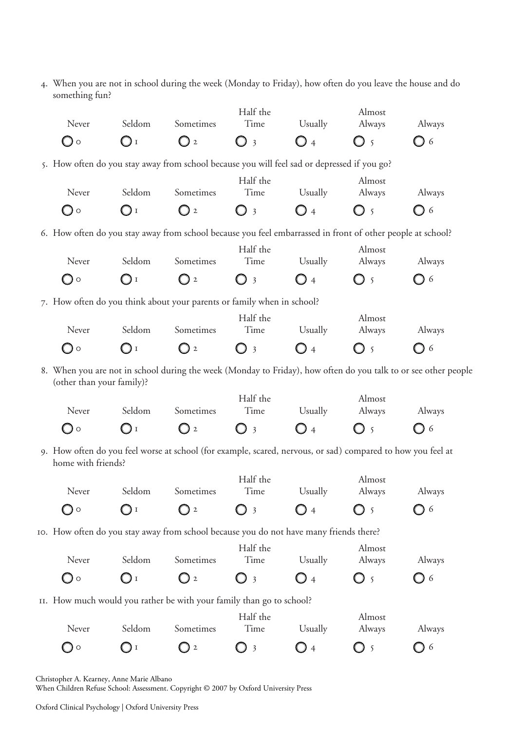4. When you are not in school during the week (Monday to Friday), how often do you leave the house and do something fun?

| Never | Seldom | Sometimes | Half the Time | Usually | Almost Always | Always |
| --- | --- | --- | --- | --- | --- | --- |
| ○ 0 | ○ 1 | ○ 2 | ○ 3 | ○ 4 | ○ 5 | ○ 6 |

5. How often do you stay away from school because you will feel sad or depressed if you go?

| Never | Seldom | Sometimes | Half the Time | Usually | Almost Always | Always |
| --- | --- | --- | --- | --- | --- | --- |
| ○ 0 | ○ 1 | ○ 2 | ○ 3 | ○ 4 | ○ 5 | ○ 6 |

6. How often do you stay away from school because you feel embarrassed in front of other people at school?

| Never | Seldom | Sometimes | Half the Time | Usually | Almost Always | Always |
| --- | --- | --- | --- | --- | --- | --- |
| ○ 0 | ○ 1 | ○ 2 | ○ 3 | ○ 4 | ○ 5 | ○ 6 |

7. How often do you think about your parents or family when in school?

| Never | Seldom | Sometimes | Half the Time | Usually | Almost Always | Always |
| --- | --- | --- | --- | --- | --- | --- |
| ○ 0 | ○ 1 | ○ 2 | ○ 3 | ○ 4 | ○ 5 | ○ 6 |

8. When you are not in school during the week (Monday to Friday), how often do you talk to or see other people (other than your family)?

| Never | Seldom | Sometimes | Half the Time | Usually | Almost Always | Always |
| --- | --- | --- | --- | --- | --- | --- |
| ○ 0 | ○ 1 | ○ 2 | ○ 3 | ○ 4 | ○ 5 | ○ 6 |

9. How often do you feel worse at school (for example, scared, nervous, or sad) compared to how you feel at home with friends?

| Never | Seldom | Sometimes | Half the Time | Usually | Almost Always | Always |
| --- | --- | --- | --- | --- | --- | --- |
| ○ 0 | ○ 1 | ○ 2 | ○ 3 | ○ 4 | ○ 5 | ○ 6 |

10. How often do you stay away from school because you do not have many friends there?

| Never | Seldom | Sometimes | Half the Time | Usually | Almost Always | Always |
| --- | --- | --- | --- | --- | --- | --- |
| ○ 0 | ○ 1 | ○ 2 | ○ 3 | ○ 4 | ○ 5 | ○ 6 |

11. How much would you rather be with your family than go to school?

| Never | Seldom | Sometimes | Half the Time | Usually | Almost Always | Always |
| --- | --- | --- | --- | --- | --- | --- |
| ○ 0 | ○ 1 | ○ 2 | ○ 3 | ○ 4 | ○ 5 | ○ 6 |

Christopher A. Kearney, Anne Marie Albano
When Children Refuse School: Assessment. Copyright © 2007 by Oxford University Press

Oxford Clinical Psychology | Oxford University Press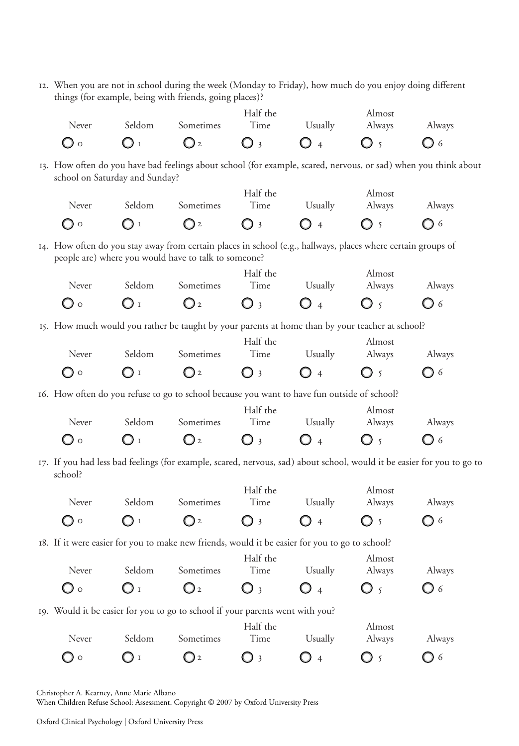12. When you are not in school during the week (Monday to Friday), how much do you enjoy doing different things (for example, being with friends, going places)?

| Never | Seldom | Sometimes | Half the Time | Usually | Almost Always | Always |
|---|---|---|---|---|---|---|
| ○ 0 | ○ 1 | ○ 2 | ○ 3 | ○ 4 | ○ 5 | ○ 6 |

13. How often do you have bad feelings about school (for example, scared, nervous, or sad) when you think about school on Saturday and Sunday?

| Never | Seldom | Sometimes | Half the Time | Usually | Almost Always | Always |
|---|---|---|---|---|---|---|
| ○ 0 | ○ 1 | ○ 2 | ○ 3 | ○ 4 | ○ 5 | ○ 6 |

14. How often do you stay away from certain places in school (e.g., hallways, places where certain groups of people are) where you would have to talk to someone?

| Never | Seldom | Sometimes | Half the Time | Usually | Almost Always | Always |
|---|---|---|---|---|---|---|
| ○ 0 | ○ 1 | ○ 2 | ○ 3 | ○ 4 | ○ 5 | ○ 6 |

15. How much would you rather be taught by your parents at home than by your teacher at school?

| Never | Seldom | Sometimes | Half the Time | Usually | Almost Always | Always |
|---|---|---|---|---|---|---|
| ○ 0 | ○ 1 | ○ 2 | ○ 3 | ○ 4 | ○ 5 | ○ 6 |

16. How often do you refuse to go to school because you want to have fun outside of school?

| Never | Seldom | Sometimes | Half the Time | Usually | Almost Always | Always |
|---|---|---|---|---|---|---|
| ○ 0 | ○ 1 | ○ 2 | ○ 3 | ○ 4 | ○ 5 | ○ 6 |

17. If you had less bad feelings (for example, scared, nervous, sad) about school, would it be easier for you to go to school?

| Never | Seldom | Sometimes | Half the Time | Usually | Almost Always | Always |
|---|---|---|---|---|---|---|
| ○ 0 | ○ 1 | ○ 2 | ○ 3 | ○ 4 | ○ 5 | ○ 6 |

18. If it were easier for you to make new friends, would it be easier for you to go to school?

| Never | Seldom | Sometimes | Half the Time | Usually | Almost Always | Always |
|---|---|---|---|---|---|---|
| ○ 0 | ○ 1 | ○ 2 | ○ 3 | ○ 4 | ○ 5 | ○ 6 |

19. Would it be easier for you to go to school if your parents went with you?

| Never | Seldom | Sometimes | Half the Time | Usually | Almost Always | Always |
|---|---|---|---|---|---|---|
| ○ 0 | ○ 1 | ○ 2 | ○ 3 | ○ 4 | ○ 5 | ○ 6 |

Christopher A. Kearney, Anne Marie Albano
When Children Refuse School: Assessment. Copyright © 2007 by Oxford University Press

Oxford Clinical Psychology | Oxford University Press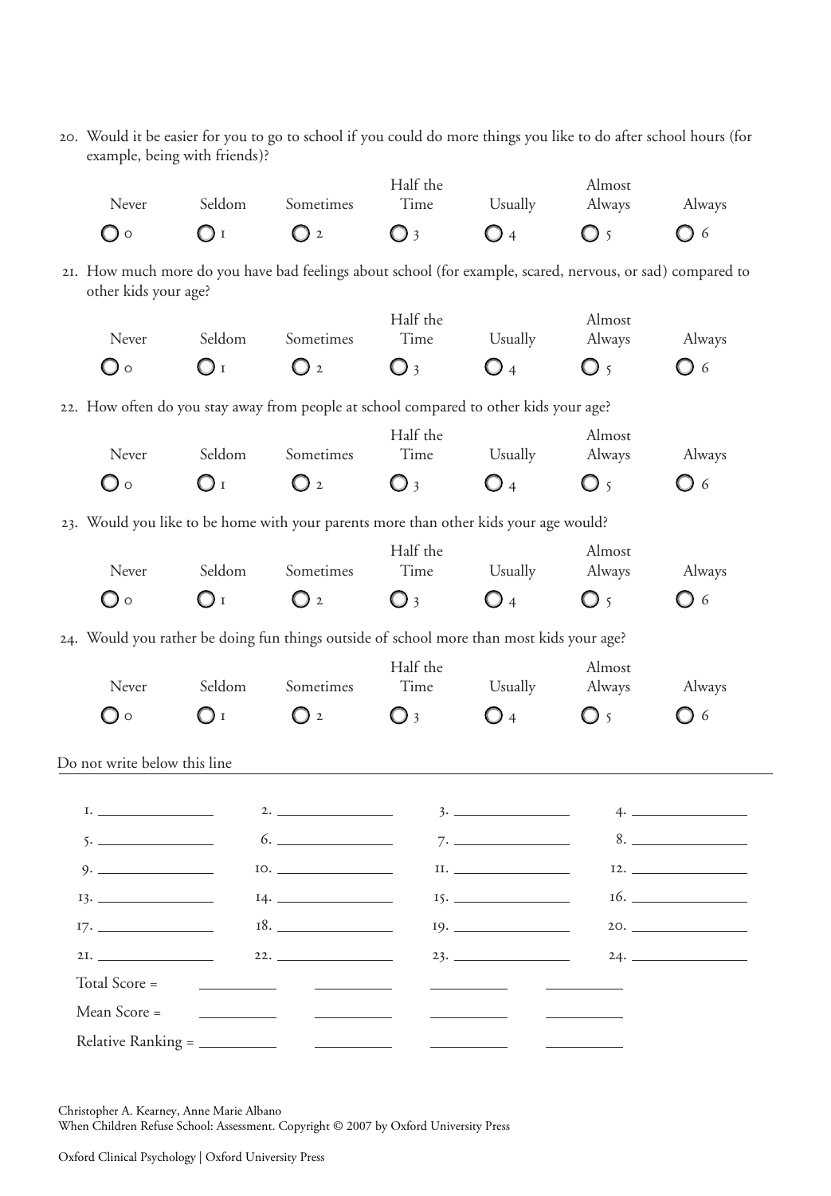20. Would it be easier for you to go to school if you could do more things you like to do after school hours (for example, being with friends)?

| Never | Seldom | Sometimes | Half the Time | Usually | Almost Always | Always |
|---|---|---|---|---|---|---|
| ○ 0 | ○ 1 | ○ 2 | ○ 3 | ○ 4 | ○ 5 | ○ 6 |

21. How much more do you have bad feelings about school (for example, scared, nervous, or sad) compared to other kids your age?

| Never | Seldom | Sometimes | Half the Time | Usually | Almost Always | Always |
|---|---|---|---|---|---|---|
| ○ 0 | ○ 1 | ○ 2 | ○ 3 | ○ 4 | ○ 5 | ○ 6 |

22. How often do you stay away from people at school compared to other kids your age?

| Never | Seldom | Sometimes | Half the Time | Usually | Almost Always | Always |
|---|---|---|---|---|---|---|
| ○ 0 | ○ 1 | ○ 2 | ○ 3 | ○ 4 | ○ 5 | ○ 6 |

23. Would you like to be home with your parents more than other kids your age would?

| Never | Seldom | Sometimes | Half the Time | Usually | Almost Always | Always |
|---|---|---|---|---|---|---|
| ○ 0 | ○ 1 | ○ 2 | ○ 3 | ○ 4 | ○ 5 | ○ 6 |

24. Would you rather be doing fun things outside of school more than most kids your age?

| Never | Seldom | Sometimes | Half the Time | Usually | Almost Always | Always |
|---|---|---|---|---|---|---|
| ○ 0 | ○ 1 | ○ 2 | ○ 3 | ○ 4 | ○ 5 | ○ 6 |

Do not write below this line

---

| | | | |
|---|---|---|---|
| 1. ______ | 2. ______ | 3. ______ | 4. ______ |
| 5. ______ | 6. ______ | 7. ______ | 8. ______ |
| 9. ______ | 10. ______ | 11. ______ | 12. ______ |
| 13. ______ | 14. ______ | 15. ______ | 16. ______ |
| 17. ______ | 18. ______ | 19. ______ | 20. ______ |
| 21. ______ | 22. ______ | 23. ______ | 24. ______ |

| | | | | |
|---|---|---|---|---|
| Total Score = | ______ | ______ | ______ | ______ |
| Mean Score = | ______ | ______ | ______ | ______ |
| Relative Ranking = | ______ | ______ | ______ | ______ |

Christopher A. Kearney, Anne Marie Albano
When Children Refuse School: Assessment. Copyright © 2007 by Oxford University Press

Oxford Clinical Psychology | Oxford University Press